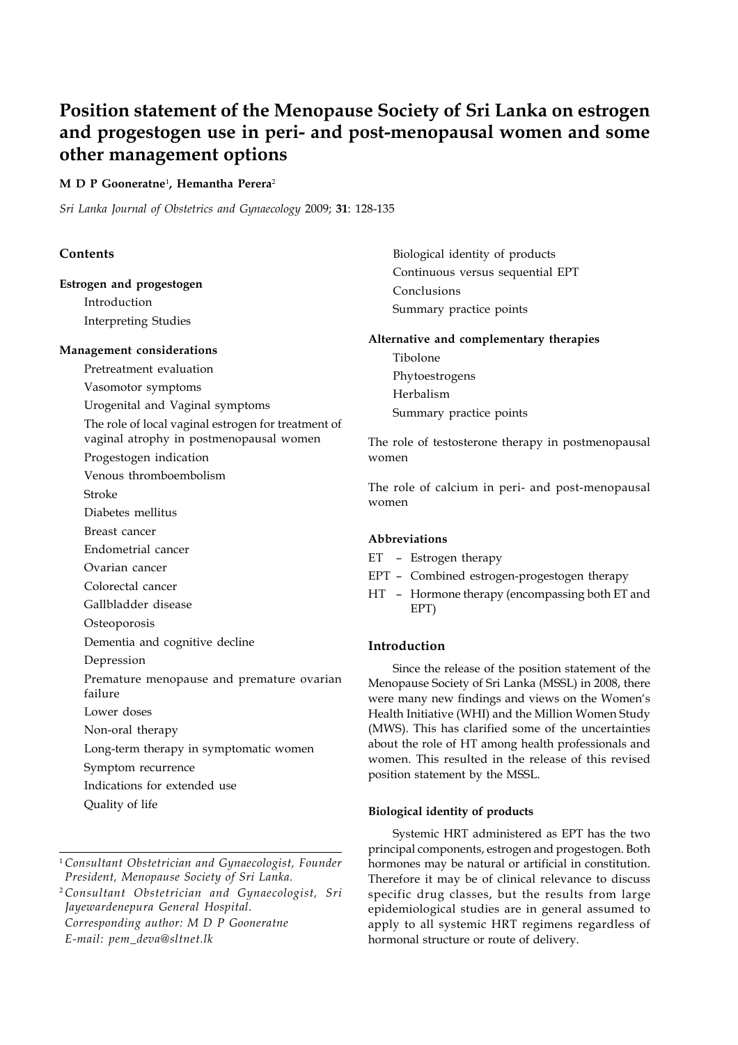# Position statement of the Menopause Society of Sri Lanka on estrogen and progestogen use in peri- and post-menopausal women and some other management options

**M D P Gooneratne**[1], **Hemantha Perera**[2]

*Sri Lanka Journal of Obstetrics and Gynaecology* 2009; **31**: 128-135

## Contents

**Estrogen and progestogen**

- Introduction
- Interpreting Studies

**Management considerations**

- Pretreatment evaluation
- Vasomotor symptoms
- Urogenital and Vaginal symptoms
- The role of local vaginal estrogen for treatment of vaginal atrophy in postmenopausal women
- Progestogen indication
- Venous thromboembolism
- Stroke
- Diabetes mellitus
- Breast cancer
- Endometrial cancer
- Ovarian cancer
- Colorectal cancer
- Gallbladder disease
- Osteoporosis
- Dementia and cognitive decline
- Depression
- Premature menopause and premature ovarian failure
- Lower doses
- Non-oral therapy
- Long-term therapy in symptomatic women
- Symptom recurrence
- Indications for extended use
- Quality of life
- Biological identity of products
- Continuous versus sequential EPT
- Conclusions
- Summary practice points

**Alternative and complementary therapies**

- Tibolone
- Phytoestrogens
- Herbalism
- Summary practice points

The role of testosterone therapy in postmenopausal women

The role of calcium in peri- and post-menopausal women

[1] *Consultant Obstetrician and Gynaecologist, Founder President, Menopause Society of Sri Lanka.*

[2] *Consultant Obstetrician and Gynaecologist, Sri Jayewardenepura General Hospital.*

*Corresponding author: M D P Gooneratne*

*E-mail: pem_deva@sltnet.lk*

### Abbreviations

- ET – Estrogen therapy
- EPT – Combined estrogen-progestogen therapy
- HT – Hormone therapy (encompassing both ET and EPT)

## Introduction

Since the release of the position statement of the Menopause Society of Sri Lanka (MSSL) in 2008, there were many new findings and views on the Women's Health Initiative (WHI) and the Million Women Study (MWS). This has clarified some of the uncertainties about the role of HT among health professionals and women. This resulted in the release of this revised position statement by the MSSL.

#### Biological identity of products

Systemic HRT administered as EPT has the two principal components, estrogen and progestogen. Both hormones may be natural or artificial in constitution. Therefore it may be of clinical relevance to discuss specific drug classes, but the results from large epidemiological studies are in general assumed to apply to all systemic HRT regimens regardless of hormonal structure or route of delivery.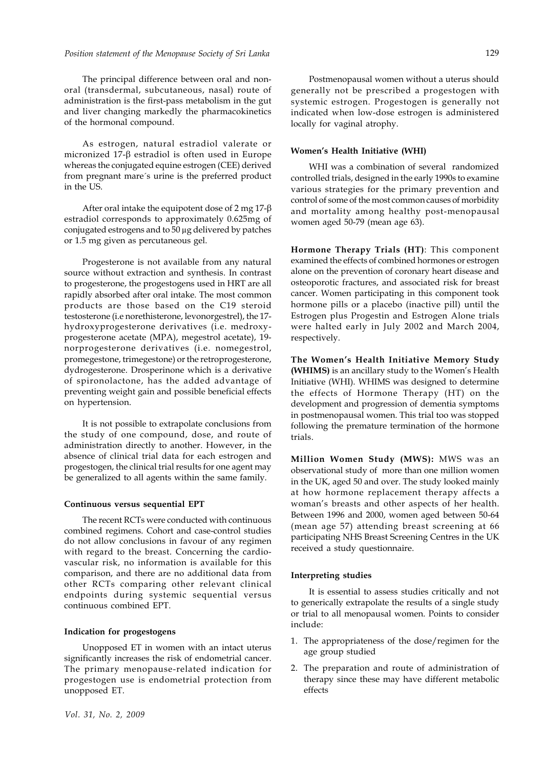The principal difference between oral and non-oral (transdermal, subcutaneous, nasal) route of administration is the first-pass metabolism in the gut and liver changing markedly the pharmacokinetics of the hormonal compound.

As estrogen, natural estradiol valerate or micronized 17-β estradiol is often used in Europe whereas the conjugated equine estrogen (CEE) derived from pregnant mare´s urine is the preferred product in the US.

After oral intake the equipotent dose of 2 mg 17-β estradiol corresponds to approximately 0.625mg of conjugated estrogens and to 50 µg delivered by patches or 1.5 mg given as percutaneous gel.

Progesterone is not available from any natural source without extraction and synthesis. In contrast to progesterone, the progestogens used in HRT are all rapidly absorbed after oral intake. The most common products are those based on the C19 steroid testosterone (i.e norethisterone, levonorgestrel), the 17-hydroxyprogesterone derivatives (i.e. medroxy-progesterone acetate (MPA), megestrol acetate), 19-norprogesterone derivatives (i.e. nomegestrol, promegestone, trimegestone) or the retroprogesterone, dydrogesterone. Drosperinone which is a derivative of spironolactone, has the added advantage of preventing weight gain and possible beneficial effects on hypertension.

It is not possible to extrapolate conclusions from the study of one compound, dose, and route of administration directly to another. However, in the absence of clinical trial data for each estrogen and progestogen, the clinical trial results for one agent may be generalized to all agents within the same family.

#### Continuous versus sequential EPT

The recent RCTs were conducted with continuous combined regimens. Cohort and case-control studies do not allow conclusions in favour of any regimen with regard to the breast. Concerning the cardio-vascular risk, no information is available for this comparison, and there are no additional data from other RCTs comparing other relevant clinical endpoints during systemic sequential versus continuous combined EPT.

#### Indication for progestogens

Unopposed ET in women with an intact uterus significantly increases the risk of endometrial cancer. The primary menopause-related indication for progestogen use is endometrial protection from unopposed ET.

Postmenopausal women without a uterus should generally not be prescribed a progestogen with systemic estrogen. Progestogen is generally not indicated when low-dose estrogen is administered locally for vaginal atrophy.

#### Women's Health Initiative (WHI)

WHI was a combination of several randomized controlled trials, designed in the early 1990s to examine various strategies for the primary prevention and control of some of the most common causes of morbidity and mortality among healthy post-menopausal women aged 50-79 (mean age 63).

**Hormone Therapy Trials (HT)**: This component examined the effects of combined hormones or estrogen alone on the prevention of coronary heart disease and osteoporotic fractures, and associated risk for breast cancer. Women participating in this component took hormone pills or a placebo (inactive pill) until the Estrogen plus Progestin and Estrogen Alone trials were halted early in July 2002 and March 2004, respectively.

**The Women's Health Initiative Memory Study (WHIMS)** is an ancillary study to the Women's Health Initiative (WHI). WHIMS was designed to determine the effects of Hormone Therapy (HT) on the development and progression of dementia symptoms in postmenopausal women. This trial too was stopped following the premature termination of the hormone trials.

**Million Women Study (MWS):** MWS was an observational study of more than one million women in the UK, aged 50 and over. The study looked mainly at how hormone replacement therapy affects a woman's breasts and other aspects of her health. Between 1996 and 2000, women aged between 50-64 (mean age 57) attending breast screening at 66 participating NHS Breast Screening Centres in the UK received a study questionnaire.

#### Interpreting studies

It is essential to assess studies critically and not to generically extrapolate the results of a single study or trial to all menopausal women. Points to consider include:

1. The appropriateness of the dose/regimen for the age group studied
2. The preparation and route of administration of therapy since these may have different metabolic effects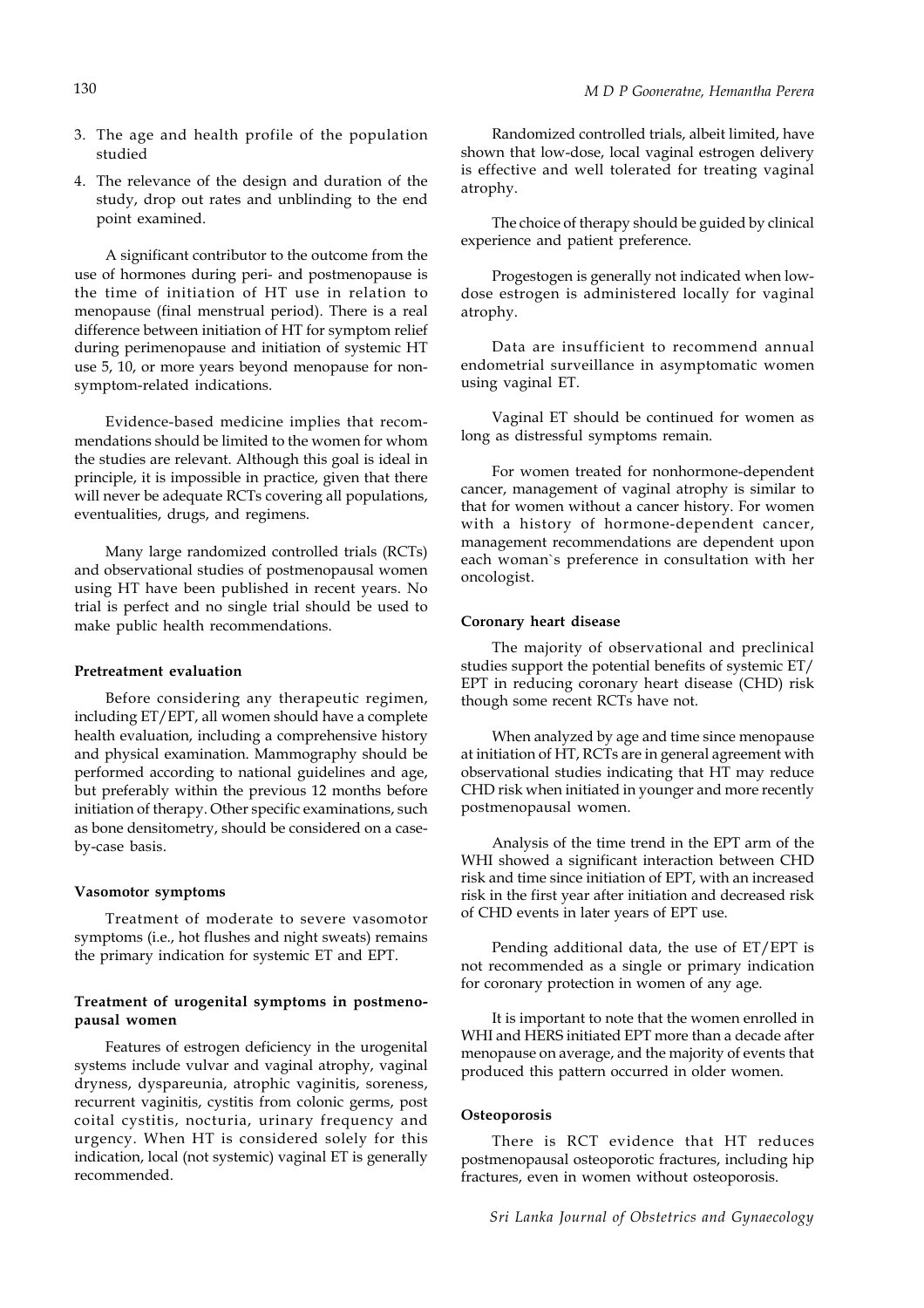3. The age and health profile of the population studied
4. The relevance of the design and duration of the study, drop out rates and unblinding to the end point examined.

A significant contributor to the outcome from the use of hormones during peri- and postmenopause is the time of initiation of HT use in relation to menopause (final menstrual period). There is a real difference between initiation of HT for symptom relief during perimenopause and initiation of systemic HT use 5, 10, or more years beyond menopause for non-symptom-related indications.

Evidence-based medicine implies that recommendations should be limited to the women for whom the studies are relevant. Although this goal is ideal in principle, it is impossible in practice, given that there will never be adequate RCTs covering all populations, eventualities, drugs, and regimens.

Many large randomized controlled trials (RCTs) and observational studies of postmenopausal women using HT have been published in recent years. No trial is perfect and no single trial should be used to make public health recommendations.

#### Pretreatment evaluation

Before considering any therapeutic regimen, including ET/EPT, all women should have a complete health evaluation, including a comprehensive history and physical examination. Mammography should be performed according to national guidelines and age, but preferably within the previous 12 months before initiation of therapy. Other specific examinations, such as bone densitometry, should be considered on a case-by-case basis.

#### Vasomotor symptoms

Treatment of moderate to severe vasomotor symptoms (i.e., hot flushes and night sweats) remains the primary indication for systemic ET and EPT.

#### Treatment of urogenital symptoms in postmenopausal women

Features of estrogen deficiency in the urogenital systems include vulvar and vaginal atrophy, vaginal dryness, dyspareunia, atrophic vaginitis, soreness, recurrent vaginitis, cystitis from colonic germs, post coital cystitis, nocturia, urinary frequency and urgency. When HT is considered solely for this indication, local (not systemic) vaginal ET is generally recommended.

Randomized controlled trials, albeit limited, have shown that low-dose, local vaginal estrogen delivery is effective and well tolerated for treating vaginal atrophy.

The choice of therapy should be guided by clinical experience and patient preference.

Progestogen is generally not indicated when low-dose estrogen is administered locally for vaginal atrophy.

Data are insufficient to recommend annual endometrial surveillance in asymptomatic women using vaginal ET.

Vaginal ET should be continued for women as long as distressful symptoms remain.

For women treated for nonhormone-dependent cancer, management of vaginal atrophy is similar to that for women without a cancer history. For women with a history of hormone-dependent cancer, management recommendations are dependent upon each woman`s preference in consultation with her oncologist.

#### Coronary heart disease

The majority of observational and preclinical studies support the potential benefits of systemic ET/EPT in reducing coronary heart disease (CHD) risk though some recent RCTs have not.

When analyzed by age and time since menopause at initiation of HT, RCTs are in general agreement with observational studies indicating that HT may reduce CHD risk when initiated in younger and more recently postmenopausal women.

Analysis of the time trend in the EPT arm of the WHI showed a significant interaction between CHD risk and time since initiation of EPT, with an increased risk in the first year after initiation and decreased risk of CHD events in later years of EPT use.

Pending additional data, the use of ET/EPT is not recommended as a single or primary indication for coronary protection in women of any age.

It is important to note that the women enrolled in WHI and HERS initiated EPT more than a decade after menopause on average, and the majority of events that produced this pattern occurred in older women.

#### Osteoporosis

There is RCT evidence that HT reduces postmenopausal osteoporotic fractures, including hip fractures, even in women without osteoporosis.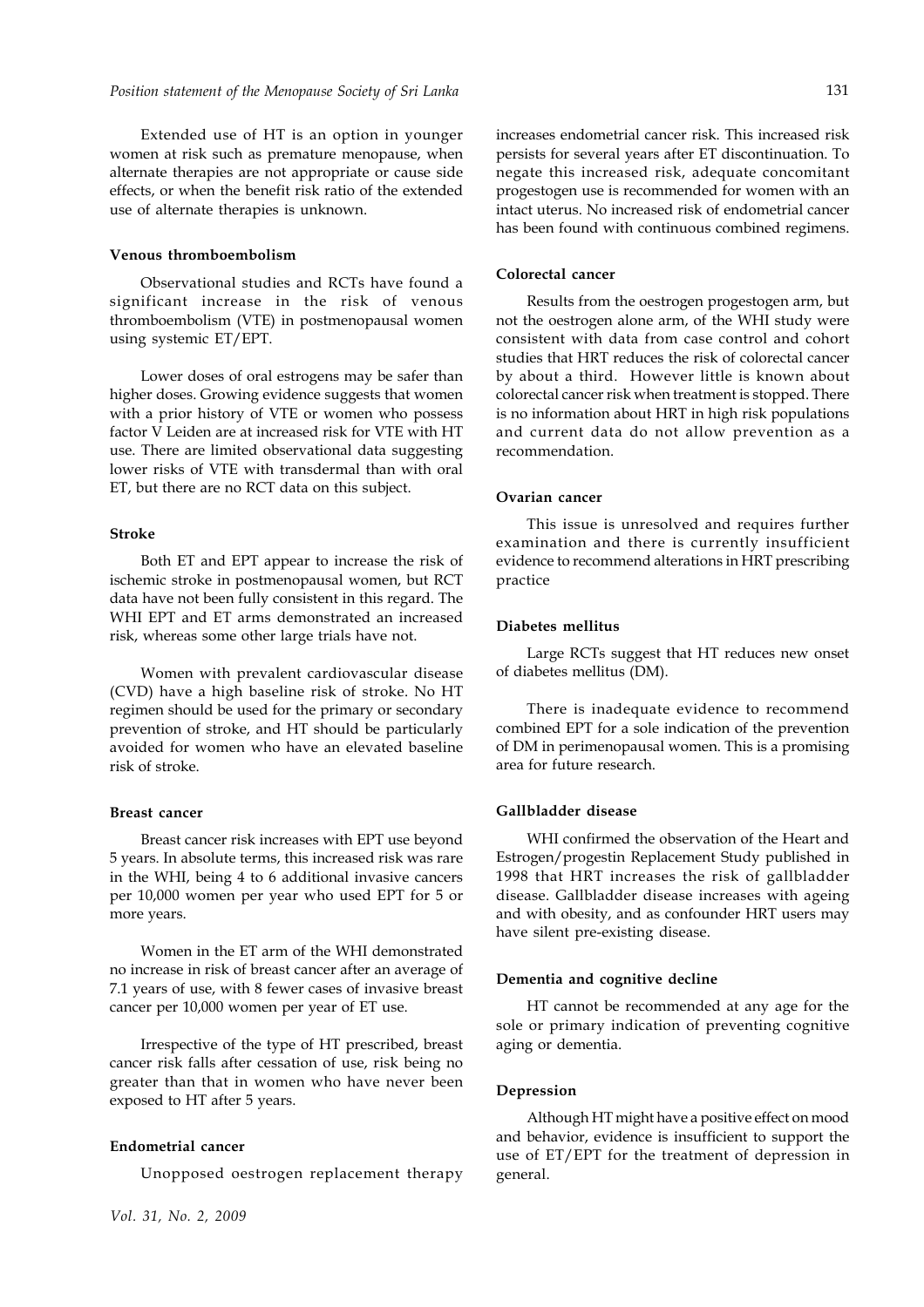Extended use of HT is an option in younger women at risk such as premature menopause, when alternate therapies are not appropriate or cause side effects, or when the benefit risk ratio of the extended use of alternate therapies is unknown.

### Venous thromboembolism

Observational studies and RCTs have found a significant increase in the risk of venous thromboembolism (VTE) in postmenopausal women using systemic ET/EPT.

Lower doses of oral estrogens may be safer than higher doses. Growing evidence suggests that women with a prior history of VTE or women who possess factor V Leiden are at increased risk for VTE with HT use. There are limited observational data suggesting lower risks of VTE with transdermal than with oral ET, but there are no RCT data on this subject.

### Stroke

Both ET and EPT appear to increase the risk of ischemic stroke in postmenopausal women, but RCT data have not been fully consistent in this regard. The WHI EPT and ET arms demonstrated an increased risk, whereas some other large trials have not.

Women with prevalent cardiovascular disease (CVD) have a high baseline risk of stroke. No HT regimen should be used for the primary or secondary prevention of stroke, and HT should be particularly avoided for women who have an elevated baseline risk of stroke.

### Breast cancer

Breast cancer risk increases with EPT use beyond 5 years. In absolute terms, this increased risk was rare in the WHI, being 4 to 6 additional invasive cancers per 10,000 women per year who used EPT for 5 or more years.

Women in the ET arm of the WHI demonstrated no increase in risk of breast cancer after an average of 7.1 years of use, with 8 fewer cases of invasive breast cancer per 10,000 women per year of ET use.

Irrespective of the type of HT prescribed, breast cancer risk falls after cessation of use, risk being no greater than that in women who have never been exposed to HT after 5 years.

### Endometrial cancer

Unopposed oestrogen replacement therapy increases endometrial cancer risk. This increased risk persists for several years after ET discontinuation. To negate this increased risk, adequate concomitant progestogen use is recommended for women with an intact uterus. No increased risk of endometrial cancer has been found with continuous combined regimens.

### Colorectal cancer

Results from the oestrogen progestogen arm, but not the oestrogen alone arm, of the WHI study were consistent with data from case control and cohort studies that HRT reduces the risk of colorectal cancer by about a third. However little is known about colorectal cancer risk when treatment is stopped. There is no information about HRT in high risk populations and current data do not allow prevention as a recommendation.

### Ovarian cancer

This issue is unresolved and requires further examination and there is currently insufficient evidence to recommend alterations in HRT prescribing practice

### Diabetes mellitus

Large RCTs suggest that HT reduces new onset of diabetes mellitus (DM).

There is inadequate evidence to recommend combined EPT for a sole indication of the prevention of DM in perimenopausal women. This is a promising area for future research.

### Gallbladder disease

WHI confirmed the observation of the Heart and Estrogen/progestin Replacement Study published in 1998 that HRT increases the risk of gallbladder disease. Gallbladder disease increases with ageing and with obesity, and as confounder HRT users may have silent pre-existing disease.

### Dementia and cognitive decline

HT cannot be recommended at any age for the sole or primary indication of preventing cognitive aging or dementia.

### Depression

Although HT might have a positive effect on mood and behavior, evidence is insufficient to support the use of ET/EPT for the treatment of depression in general.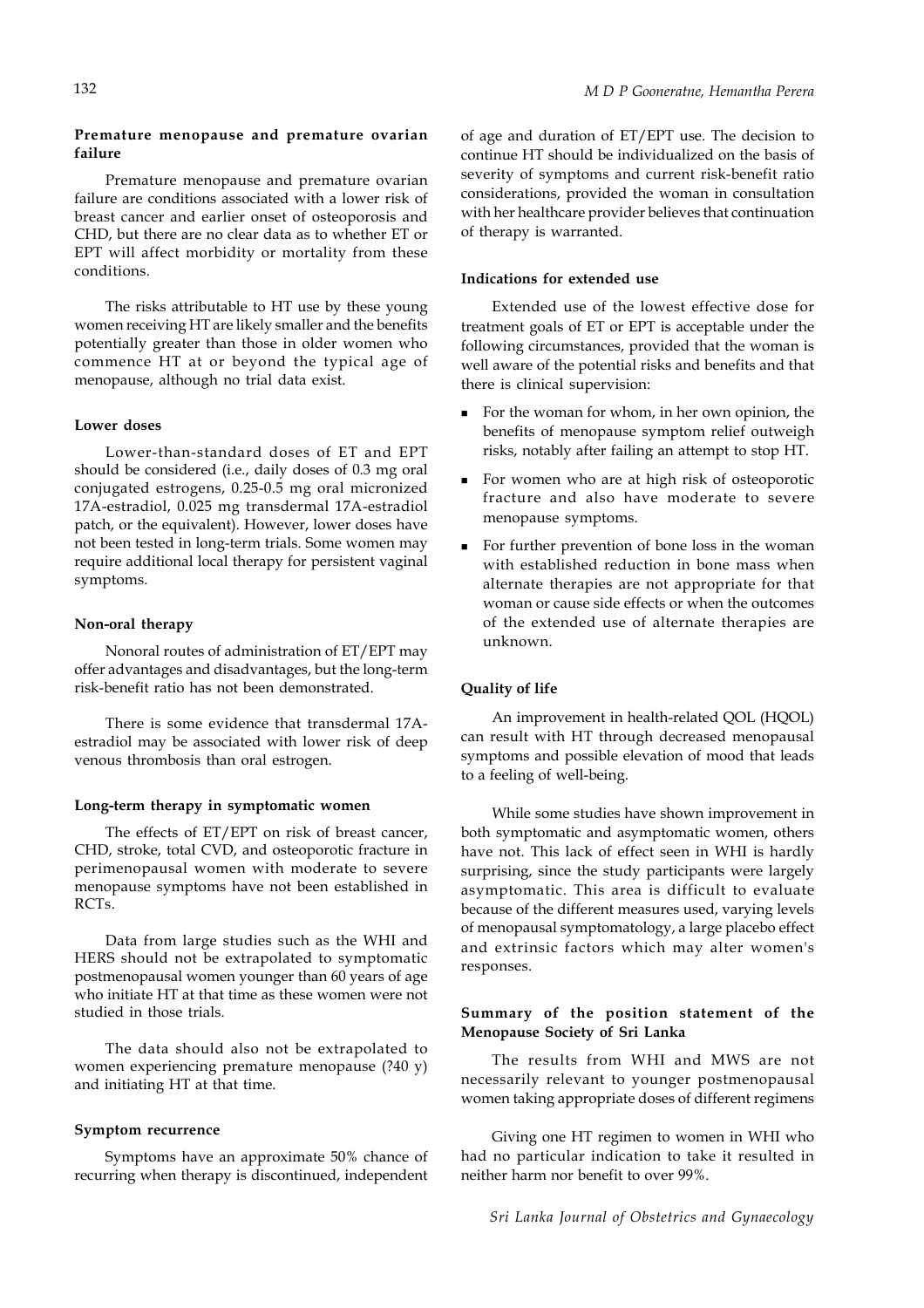#### Premature menopause and premature ovarian failure

Premature menopause and premature ovarian failure are conditions associated with a lower risk of breast cancer and earlier onset of osteoporosis and CHD, but there are no clear data as to whether ET or EPT will affect morbidity or mortality from these conditions.

The risks attributable to HT use by these young women receiving HT are likely smaller and the benefits potentially greater than those in older women who commence HT at or beyond the typical age of menopause, although no trial data exist.

#### Lower doses

Lower-than-standard doses of ET and EPT should be considered (i.e., daily doses of 0.3 mg oral conjugated estrogens, 0.25-0.5 mg oral micronized 17A-estradiol, 0.025 mg transdermal 17A-estradiol patch, or the equivalent). However, lower doses have not been tested in long-term trials. Some women may require additional local therapy for persistent vaginal symptoms.

#### Non-oral therapy

Nonoral routes of administration of ET/EPT may offer advantages and disadvantages, but the long-term risk-benefit ratio has not been demonstrated.

There is some evidence that transdermal 17A-estradiol may be associated with lower risk of deep venous thrombosis than oral estrogen.

#### Long-term therapy in symptomatic women

The effects of ET/EPT on risk of breast cancer, CHD, stroke, total CVD, and osteoporotic fracture in perimenopausal women with moderate to severe menopause symptoms have not been established in RCTs.

Data from large studies such as the WHI and HERS should not be extrapolated to symptomatic postmenopausal women younger than 60 years of age who initiate HT at that time as these women were not studied in those trials.

The data should also not be extrapolated to women experiencing premature menopause (?40 y) and initiating HT at that time.

#### Symptom recurrence

Symptoms have an approximate 50% chance of recurring when therapy is discontinued, independent of age and duration of ET/EPT use. The decision to continue HT should be individualized on the basis of severity of symptoms and current risk-benefit ratio considerations, provided the woman in consultation with her healthcare provider believes that continuation of therapy is warranted.

#### Indications for extended use

Extended use of the lowest effective dose for treatment goals of ET or EPT is acceptable under the following circumstances, provided that the woman is well aware of the potential risks and benefits and that there is clinical supervision:

- For the woman for whom, in her own opinion, the benefits of menopause symptom relief outweigh risks, notably after failing an attempt to stop HT.
- For women who are at high risk of osteoporotic fracture and also have moderate to severe menopause symptoms.
- For further prevention of bone loss in the woman with established reduction in bone mass when alternate therapies are not appropriate for that woman or cause side effects or when the outcomes of the extended use of alternate therapies are unknown.

#### Quality of life

An improvement in health-related QOL (HQOL) can result with HT through decreased menopausal symptoms and possible elevation of mood that leads to a feeling of well-being.

While some studies have shown improvement in both symptomatic and asymptomatic women, others have not. This lack of effect seen in WHI is hardly surprising, since the study participants were largely asymptomatic. This area is difficult to evaluate because of the different measures used, varying levels of menopausal symptomatology, a large placebo effect and extrinsic factors which may alter women's responses.

#### Summary of the position statement of the Menopause Society of Sri Lanka

The results from WHI and MWS are not necessarily relevant to younger postmenopausal women taking appropriate doses of different regimens

Giving one HT regimen to women in WHI who had no particular indication to take it resulted in neither harm nor benefit to over 99%.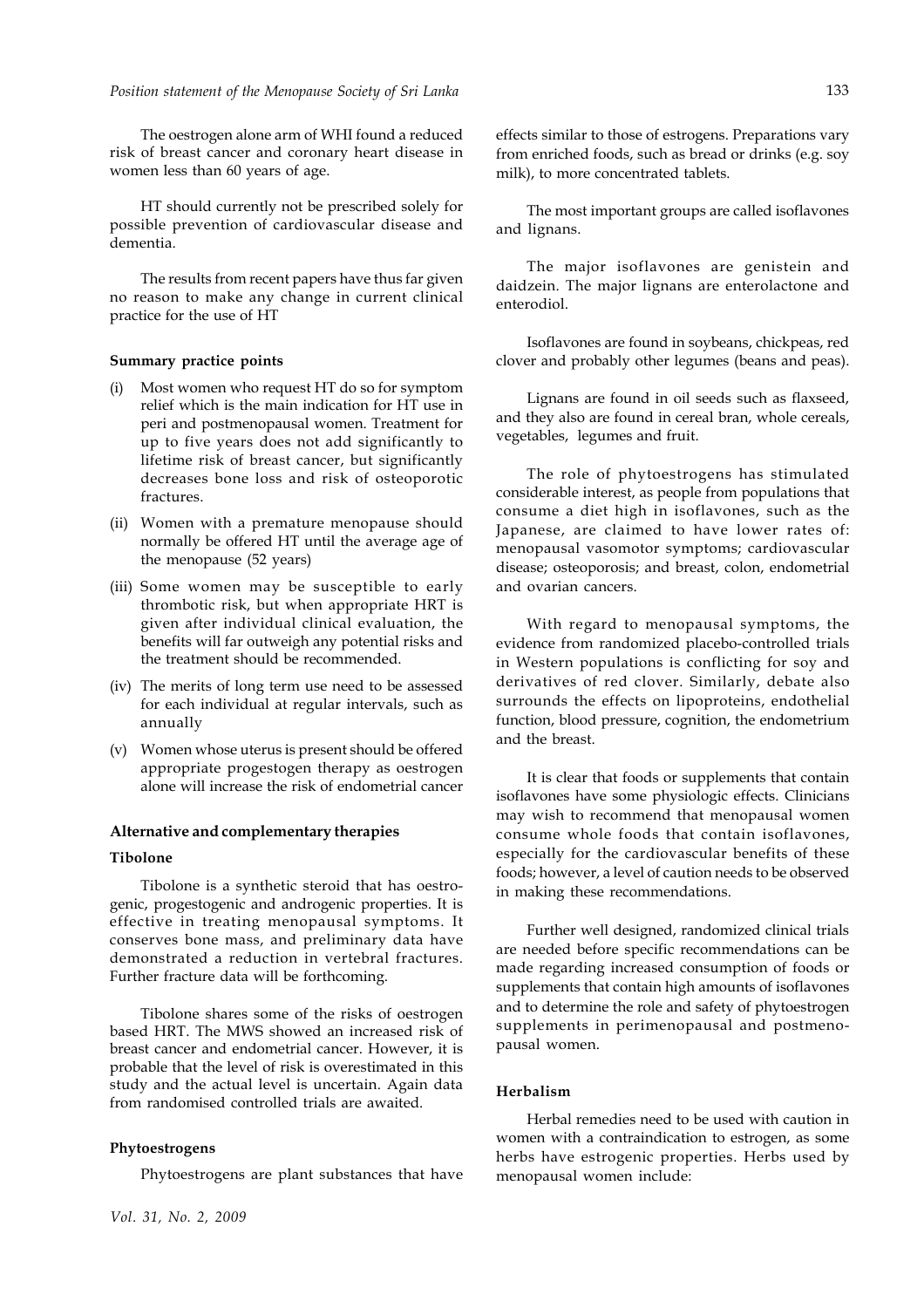The oestrogen alone arm of WHI found a reduced risk of breast cancer and coronary heart disease in women less than 60 years of age.

HT should currently not be prescribed solely for possible prevention of cardiovascular disease and dementia.

The results from recent papers have thus far given no reason to make any change in current clinical practice for the use of HT

#### Summary practice points

(i) Most women who request HT do so for symptom relief which is the main indication for HT use in peri and postmenopausal women. Treatment for up to five years does not add significantly to lifetime risk of breast cancer, but significantly decreases bone loss and risk of osteoporotic fractures.

(ii) Women with a premature menopause should normally be offered HT until the average age of the menopause (52 years)

(iii) Some women may be susceptible to early thrombotic risk, but when appropriate HRT is given after individual clinical evaluation, the benefits will far outweigh any potential risks and the treatment should be recommended.

(iv) The merits of long term use need to be assessed for each individual at regular intervals, such as annually

(v) Women whose uterus is present should be offered appropriate progestogen therapy as oestrogen alone will increase the risk of endometrial cancer

### Alternative and complementary therapies

#### Tibolone

Tibolone is a synthetic steroid that has oestrogenic, progestogenic and androgenic properties. It is effective in treating menopausal symptoms. It conserves bone mass, and preliminary data have demonstrated a reduction in vertebral fractures. Further fracture data will be forthcoming.

Tibolone shares some of the risks of oestrogen based HRT. The MWS showed an increased risk of breast cancer and endometrial cancer. However, it is probable that the level of risk is overestimated in this study and the actual level is uncertain. Again data from randomised controlled trials are awaited.

#### Phytoestrogens

Phytoestrogens are plant substances that have effects similar to those of estrogens. Preparations vary from enriched foods, such as bread or drinks (e.g. soy milk), to more concentrated tablets.

The most important groups are called isoflavones and lignans.

The major isoflavones are genistein and daidzein. The major lignans are enterolactone and enterodiol.

Isoflavones are found in soybeans, chickpeas, red clover and probably other legumes (beans and peas).

Lignans are found in oil seeds such as flaxseed, and they also are found in cereal bran, whole cereals, vegetables, legumes and fruit.

The role of phytoestrogens has stimulated considerable interest, as people from populations that consume a diet high in isoflavones, such as the Japanese, are claimed to have lower rates of: menopausal vasomotor symptoms; cardiovascular disease; osteoporosis; and breast, colon, endometrial and ovarian cancers.

With regard to menopausal symptoms, the evidence from randomized placebo-controlled trials in Western populations is conflicting for soy and derivatives of red clover. Similarly, debate also surrounds the effects on lipoproteins, endothelial function, blood pressure, cognition, the endometrium and the breast.

It is clear that foods or supplements that contain isoflavones have some physiologic effects. Clinicians may wish to recommend that menopausal women consume whole foods that contain isoflavones, especially for the cardiovascular benefits of these foods; however, a level of caution needs to be observed in making these recommendations.

Further well designed, randomized clinical trials are needed before specific recommendations can be made regarding increased consumption of foods or supplements that contain high amounts of isoflavones and to determine the role and safety of phytoestrogen supplements in perimenopausal and postmenopausal women.

#### Herbalism

Herbal remedies need to be used with caution in women with a contraindication to estrogen, as some herbs have estrogenic properties. Herbs used by menopausal women include: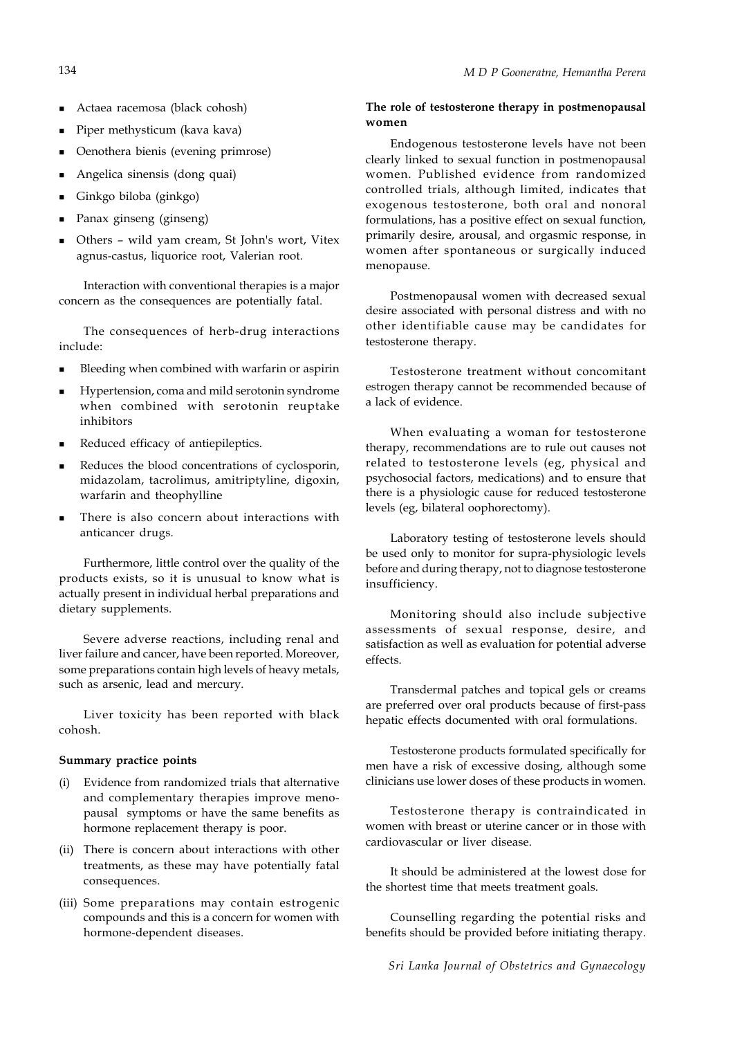- Actaea racemosa (black cohosh)
- Piper methysticum (kava kava)
- Oenothera bienis (evening primrose)
- Angelica sinensis (dong quai)
- Ginkgo biloba (ginkgo)
- Panax ginseng (ginseng)
- Others – wild yam cream, St John's wort, Vitex agnus-castus, liquorice root, Valerian root.

Interaction with conventional therapies is a major concern as the consequences are potentially fatal.

The consequences of herb-drug interactions include:

- Bleeding when combined with warfarin or aspirin
- Hypertension, coma and mild serotonin syndrome when combined with serotonin reuptake inhibitors
- Reduced efficacy of antiepileptics.
- Reduces the blood concentrations of cyclosporin, midazolam, tacrolimus, amitriptyline, digoxin, warfarin and theophylline
- There is also concern about interactions with anticancer drugs.

Furthermore, little control over the quality of the products exists, so it is unusual to know what is actually present in individual herbal preparations and dietary supplements.

Severe adverse reactions, including renal and liver failure and cancer, have been reported. Moreover, some preparations contain high levels of heavy metals, such as arsenic, lead and mercury.

Liver toxicity has been reported with black cohosh.

**Summary practice points**

(i) Evidence from randomized trials that alternative and complementary therapies improve menopausal symptoms or have the same benefits as hormone replacement therapy is poor.

(ii) There is concern about interactions with other treatments, as these may have potentially fatal consequences.

(iii) Some preparations may contain estrogenic compounds and this is a concern for women with hormone-dependent diseases.

**The role of testosterone therapy in postmenopausal women**

Endogenous testosterone levels have not been clearly linked to sexual function in postmenopausal women. Published evidence from randomized controlled trials, although limited, indicates that exogenous testosterone, both oral and nonoral formulations, has a positive effect on sexual function, primarily desire, arousal, and orgasmic response, in women after spontaneous or surgically induced menopause.

Postmenopausal women with decreased sexual desire associated with personal distress and with no other identifiable cause may be candidates for testosterone therapy.

Testosterone treatment without concomitant estrogen therapy cannot be recommended because of a lack of evidence.

When evaluating a woman for testosterone therapy, recommendations are to rule out causes not related to testosterone levels (eg, physical and psychosocial factors, medications) and to ensure that there is a physiologic cause for reduced testosterone levels (eg, bilateral oophorectomy).

Laboratory testing of testosterone levels should be used only to monitor for supra-physiologic levels before and during therapy, not to diagnose testosterone insufficiency.

Monitoring should also include subjective assessments of sexual response, desire, and satisfaction as well as evaluation for potential adverse effects.

Transdermal patches and topical gels or creams are preferred over oral products because of first-pass hepatic effects documented with oral formulations.

Testosterone products formulated specifically for men have a risk of excessive dosing, although some clinicians use lower doses of these products in women.

Testosterone therapy is contraindicated in women with breast or uterine cancer or in those with cardiovascular or liver disease.

It should be administered at the lowest dose for the shortest time that meets treatment goals.

Counselling regarding the potential risks and benefits should be provided before initiating therapy.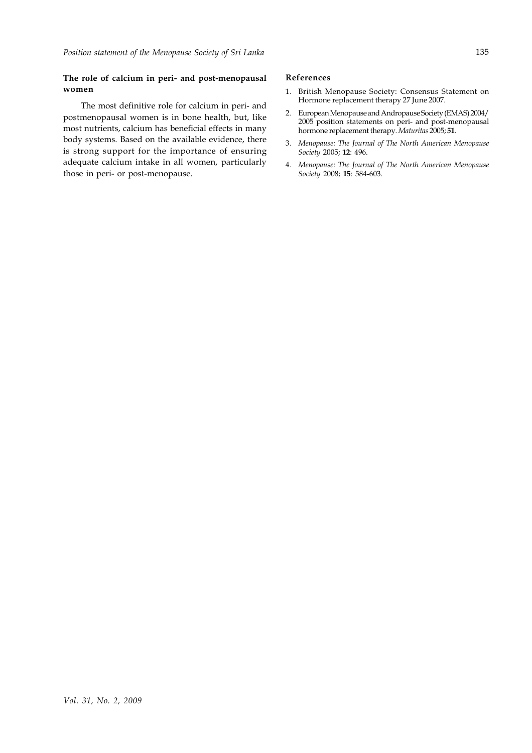### The role of calcium in peri- and post-menopausal women

The most definitive role for calcium in peri- and postmenopausal women is in bone health, but, like most nutrients, calcium has beneficial effects in many body systems. Based on the available evidence, there is strong support for the importance of ensuring adequate calcium intake in all women, particularly those in peri- or post-menopause.

### References

1. British Menopause Society: Consensus Statement on Hormone replacement therapy 27 June 2007.
2. European Menopause and Andropause Society (EMAS) 2004/ 2005 position statements on peri- and post-menopausal hormone replacement therapy. *Maturitas* 2005; **51**.
3. *Menopause: The Journal of The North American Menopause Society* 2005; **12**: 496.
4. *Menopause: The Journal of The North American Menopause Society* 2008; **15**: 584-603.